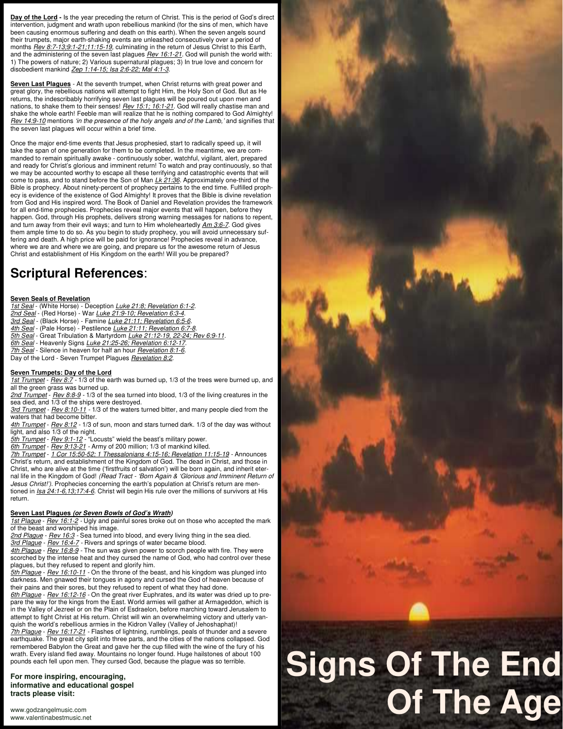**Day of the Lord** - Is the year preceding the return of Christ. This is the period of God's direct intervention, judgment and wrath upon rebellious mankind (for the sins of men, which have been causing enormous suffering and death on this earth). When the seven angels sound their trumpets, major earth-shaking events are unleashed consecutively over a period of months *Rev 8:7-13;9:1-21;11:15-19*, culminating in the return of Jesus Christ to this Earth, and the administering of the seven last plagues *Rev 16:1-21*. God will punish the world with: 1) The powers of nature; 2) Various supernatural plagues; 3) In true love and concern for disobedient mankind *Zep 1:14-15; Isa 2:6-22; Mal 4:1-3*.

**Seven Last Plagues** - At the seventh trumpet, when Christ returns with great power and great glory, the rebellious nations will attempt to fight Him, the Holy Son of God. But as He returns, the indescribably horrifying seven last plagues will be poured out upon men and nations, to shake them to their senses! *Rev 15:1; 16:1-21*. God will really chastise man and shake the whole earth! Feeble man will realize that he is nothing compared to God Almighty! *Rev 14:9-10* mentions *'in the presence of the holy angels and of the Lamb,'* and signifies that the seven last plagues will occur within a brief time.

Once the major end-time events that Jesus prophesied, start to radically speed up, it will take the span of one generation for them to be completed. In the meantime, we are commanded to remain spiritually awake - continuously sober, watchful, vigilant, alert, prepared and ready for Christ's glorious and imminent return! To watch and pray continuously, so that we may be accounted worthy to escape all these terrifying and catastrophic events that will come to pass, and to stand before the Son of Man *Lk 21:36*. Approximately one-third of the Bible is prophecy. About ninety-percent of prophecy pertains to the end time. Fulfilled prophecy is evidence of the existence of God Almighty! It proves that the Bible is divine revelation from God and His inspired word. The Book of Daniel and Revelation provides the framework for all end-time prophecies. Prophecies reveal major events that will happen, before they happen. God, through His prophets, delivers strong warning messages for nations to repent, and turn away from their evil ways; and turn to Him wholeheartedly *Am 3:6-7*. God gives them ample time to do so. As you begin to study prophecy, you will avoid unnecessary suffering and death. A high price will be paid for ignorance! Prophecies reveal in advance, where we are and where we are going, and prepare us for the awesome return of Jesus Christ and establishment of His Kingdom on the earth! Will you be prepared?

## Scriptural References:

**Seven Seals of Revelation**

*1st Seal* - (White Horse) - Deception *Luke 21:8; Revelation 6:1-2*.
*2nd Seal* - (Red Horse) - War *Luke 21:9-10; Revelation 6:3-4*.
*3rd Seal* - (Black Horse) - Famine *Luke 21:11; Revelation 6:5-6*.
*4th Seal* - (Pale Horse) - Pestilence *Luke 21:11; Revelation 6:7-8*.
*5th Seal* - Great Tribulation & Martyrdom *Luke 21:12-19, 22-24; Rev 6:9-11*.
*6th Seal* - Heavenly Signs *Luke 21:25-26; Revelation 6:12-17*.
*7th Seal* - Silence in heaven for half an hour *Revelation 8:1-6*.
Day of the Lord - Seven Trumpet Plagues *Revelation 8:2*.

**Seven Trumpets: Day of the Lord**

*1st Trumpet* - *Rev 8:7* - 1/3 of the earth was burned up, 1/3 of the trees were burned up, and all the green grass was burned up.
*2nd Trumpet* - *Rev 8:8-9* - 1/3 of the sea turned into blood, 1/3 of the living creatures in the sea died, and 1/3 of the ships were destroyed.
*3rd Trumpet* - *Rev 8:10-11* - 1/3 of the waters turned bitter, and many people died from the waters that had become bitter.
*4th Trumpet* - *Rev 8:12* - 1/3 of sun, moon and stars turned dark. 1/3 of the day was without light, and also 1/3 of the night.
*5th Trumpet* - *Rev 9:1-12* - "Locusts" wield the beast's military power.
*6th Trumpet* - *Rev 9:13-21* - Army of 200 million; 1/3 of mankind killed.
*7th Trumpet* - *1 Cor 15:50-52; 1 Thessalonians 4:15-16; Revelation 11:15-19* - Announces Christ's return, and establishment of the Kingdom of God. The dead in Christ, and those in Christ, who are alive at the time ('firstfruits of salvation') will be born again, and inherit eternal life in the Kingdom of God! *(Read Tract - 'Born Again & 'Glorious and Imminent Return of Jesus Christ!')*. Prophecies concerning the earth's population at Christ's return are mentioned in *Isa 24:1-6,13;17:4-6*. Christ will begin His rule over the millions of survivors at His return.

**Seven Last Plagues *(or Seven Bowls of God's Wrath)***

*1st Plague* - *Rev 16:1-2* - Ugly and painful sores broke out on those who accepted the mark of the beast and worshiped his image.
*2nd Plague* - *Rev 16:3* - Sea turned into blood, and every living thing in the sea died.
*3rd Plague* - *Rev 16:4-7* - Rivers and springs of water became blood.
*4th Plague* - *Rev 16:8-9* - The sun was given power to scorch people with fire. They were scorched by the intense heat and they cursed the name of God, who had control over these plagues, but they refused to repent and glorify him.
*5th Plague* - *Rev 16:10-11* - On the throne of the beast, and his kingdom was plunged into darkness. Men gnawed their tongues in agony and cursed the God of heaven because of their pains and their sores, but they refused to repent of what they had done.
*6th Plague* - *Rev 16:12-16* - On the great river Euphrates, and its water was dried up to prepare the way for the kings from the East. World armies will gather at Armageddon, which is in the Valley of Jezreel or on the Plain of Esdraelon, before marching toward Jerusalem to attempt to fight Christ at His return. Christ will win an overwhelming victory and utterly vanquish the world's rebellious armies in the Kidron Valley (Valley of Jehoshaphat)!
*7th Plague* - *Rev 16:17-21* - Flashes of lightning, rumblings, peals of thunder and a severe earthquake. The great city split into three parts, and the cities of the nations collapsed. God remembered Babylon the Great and gave her the cup filled with the wine of the fury of his wrath. Every island fled away. Mountains no longer found. Huge hailstones of about 100 pounds each fell upon men. They cursed God, because the plague was so terrible.

**For more inspiring, encouraging, informative and educational gospel tracts please visit:**

www.godzangelmusic.com
www.valentinabestmusic.net

# Signs Of The End Of The Age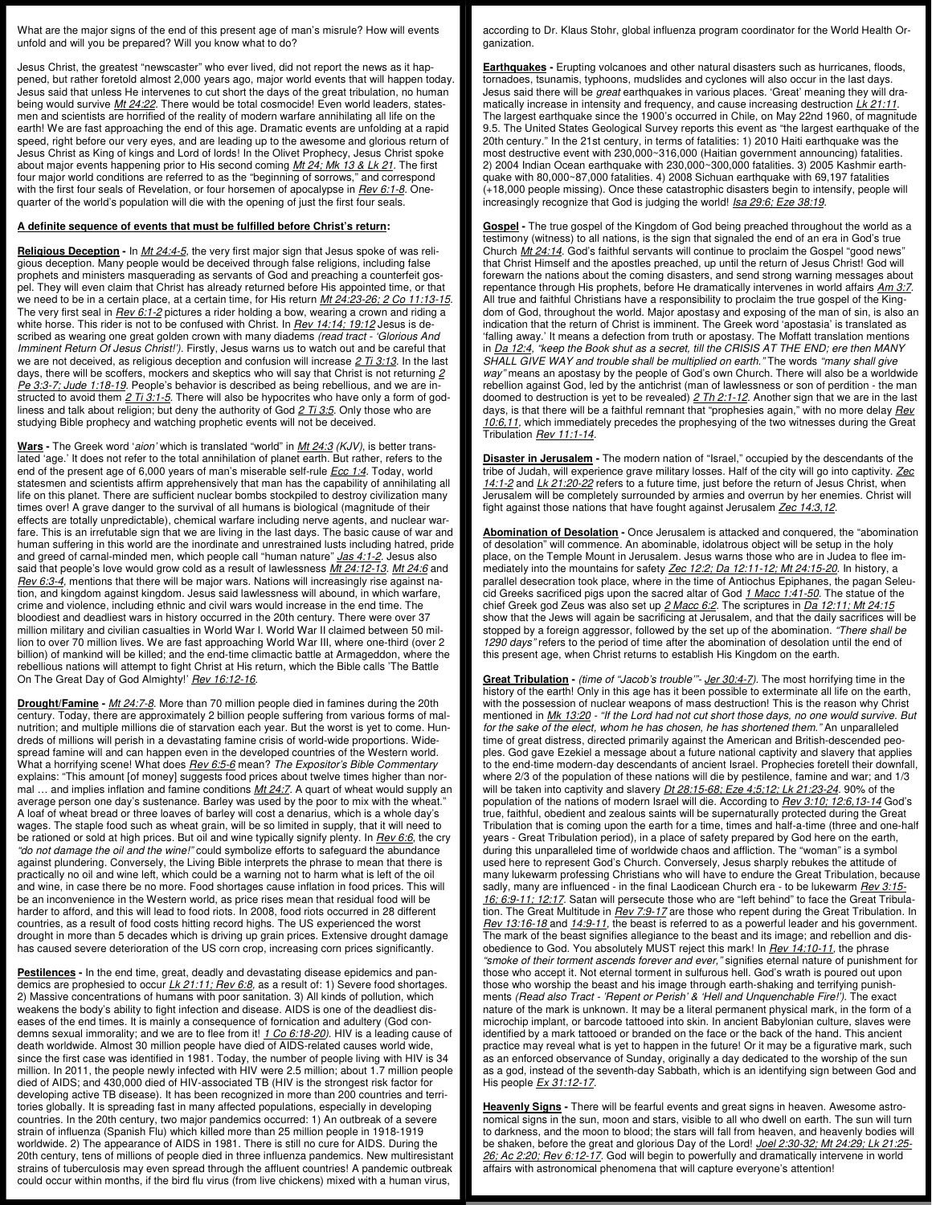What are the major signs of the end of this present age of man's misrule? How will events unfold and will you be prepared? Will you know what to do?

Jesus Christ, the greatest "newscaster" who ever lived, did not report the news as it happened, but rather foretold almost 2,000 years ago, major world events that will happen today. Jesus said that unless He intervenes to cut short the days of the great tribulation, no human being would survive *Mt 24:22*. There would be total cosmocide! Even world leaders, statesmen and scientists are horrified of the reality of modern warfare annihilating all life on the earth! We are fast approaching the end of this age. Dramatic events are unfolding at a rapid speed, right before our very eyes, and are leading up to the awesome and glorious return of Jesus Christ as King of kings and Lord of lords! In the Olivet Prophecy, Jesus Christ spoke about major events happening prior to His second coming *Mt 24; Mk 13 & Lk 21*. The first four major world conditions are referred to as the "beginning of sorrows," and correspond with the first four seals of Revelation, or four horsemen of apocalypse in *Rev 6:1-8*. One-quarter of the world's population will die with the opening of just the first four seals.

**A definite sequence of events that must be fulfilled before Christ's return:**

**Religious Deception -** In *Mt 24:4-5*, the very first major sign that Jesus spoke of was religious deception. Many people would be deceived through false religions, including false prophets and ministers masquerading as servants of God and preaching a counterfeit gospel. They will even claim that Christ has already returned before His appointed time, or that we need to be in a certain place, at a certain time, for His return *Mt 24:23-26; 2 Co 11:13-15*. The very first seal in *Rev 6:1-2* pictures a rider holding a bow, wearing a crown and riding a white horse. This rider is not to be confused with Christ. In *Rev 14:14; 19:12* Jesus is described as wearing one great golden crown with many diadems *(read tract - 'Glorious And Imminent Return Of Jesus Christ!')*. Firstly, Jesus warns us to watch out and be careful that we are not deceived, as religious deception and confusion will increase *2 Ti 3:13*. In the last days, there will be scoffers, mockers and skeptics who will say that Christ is not returning *2 Pe 3:3-7; Jude 1:18-19*. People's behavior is described as being rebellious, and we are instructed to avoid them *2 Ti 3:1-5*. There will also be hypocrites who have only a form of godliness and talk about religion; but deny the authority of God *2 Ti 3:5*. Only those who are studying Bible prophecy and watching prophetic events will not be deceived.

**Wars -** The Greek word '*aion*' which is translated "world" in *Mt 24:3 (KJV)*, is better translated 'age.' It does not refer to the total annihilation of planet earth. But rather, refers to the end of the present age of 6,000 years of man's miserable self-rule *Ecc 1:4*. Today, world statesmen and scientists affirm apprehensively that man has the capability of annihilating all life on this planet. There are sufficient nuclear bombs stockpiled to destroy civilization many times over! A grave danger to the survival of all humans is biological (magnitude of their effects are totally unpredictable), chemical warfare including nerve agents, and nuclear warfare. This is an irrefutable sign that we are living in the last days. The basic cause of war and human suffering in this world are the inordinate and unrestrained lusts including hatred, pride and greed of carnal-minded men, which people call "human nature" *Jas 4:1-2*. Jesus also said that people's love would grow cold as a result of lawlessness *Mt 24:12-13*. *Mt 24:6* and *Rev 6:3-4*, mentions that there will be major wars. Nations will increasingly rise against nation, and kingdom against kingdom. Jesus said lawlessness will abound, in which warfare, crime and violence, including ethnic and civil wars would increase in the end time. The bloodiest and deadliest wars in history occurred in the 20th century. There were over 37 million military and civilian casualties in World War I. World War II claimed between 50 million to over 70 million lives. We are fast approaching World War III, where one-third (over 2 billion) of mankind will be killed; and the end-time climactic battle at Armageddon, where the rebellious nations will attempt to fight Christ at His return, which the Bible calls 'The Battle On The Great Day of God Almighty!' *Rev 16:12-16*.

**Drought/Famine -** *Mt 24:7-8*. More than 70 million people died in famines during the 20th century. Today, there are approximately 2 billion people suffering from various forms of malnutrition; and multiple millions die of starvation each year. But the worst is yet to come. Hundreds of millions will perish in a devastating famine crisis of world-wide proportions. Widespread famine will and can happen even in the developed countries of the Western world. What a horrifying scene! What does *Rev 6:5-6* mean? *The Expositor's Bible Commentary* explains: "This amount [of money] suggests food prices about twelve times higher than normal … and implies inflation and famine conditions *Mt 24:7*. A quart of wheat would supply an average person one day's sustenance. Barley was used by the poor to mix with the wheat." A loaf of wheat bread or three loaves of barley will cost a denarius, which is a whole day's wages. The staple food such as wheat grain, will be so limited in supply, that it will need to be rationed or sold at high prices. But oil and wine typically signify plenty. In *Rev 6:6*, the cry *"do not damage the oil and the wine!"* could symbolize efforts to safeguard the abundance against plundering. Conversely, the Living Bible interprets the phrase to mean that there is practically no oil and wine left, which could be a warning not to harm what is left of the oil and wine, in case there be no more. Food shortages cause inflation in food prices. This will be an inconvenience in the Western world, as price rises mean that residual food will be harder to afford, and this will lead to food riots. In 2008, food riots occurred in 28 different countries, as a result of food costs hitting record highs. The US experienced the worst drought in more than 5 decades which is driving up grain prices. Extensive drought damage has caused severe deterioration of the US corn crop, increasing corn prices significantly.

**Pestilences -** In the end time, great, deadly and devastating disease epidemics and pandemics are prophesied to occur *Lk 21:11; Rev 6:8*, as a result of: 1) Severe food shortages. 2) Massive concentrations of humans with poor sanitation. 3) All kinds of pollution, which weakens the body's ability to fight infection and disease. AIDS is one of the deadliest diseases of the end times. It is mainly a consequence of fornication and adultery (God condemns sexual immorality; and we are to flee from it! *1 Co 6:18-20)*. HIV is a leading cause of death worldwide. Almost 30 million people have died of AIDS-related causes world wide, since the first case was identified in 1981. Today, the number of people living with HIV is 34 million. In 2011, the people newly infected with HIV were 2.5 million; about 1.7 million people died of AIDS; and 430,000 died of HIV-associated TB (HIV is the strongest risk factor for developing active TB disease). It has been recognized in more than 200 countries and territories globally. It is spreading fast in many affected populations, especially in developing countries. In the 20th century, two major pandemics occurred: 1) An outbreak of a severe strain of influenza (Spanish Flu) which killed more than 25 million people in 1918-1919 worldwide. 2) The appearance of AIDS in 1981. There is still no cure for AIDS. During the 20th century, tens of millions of people died in three influenza pandemics. New multiresistant strains of tuberculosis may even spread through the affluent countries! A pandemic outbreak could occur within months, if the bird flu virus (from live chickens) mixed with a human virus, according to Dr. Klaus Stohr, global influenza program coordinator for the World Health Organization.

**Earthquakes -** Erupting volcanoes and other natural disasters such as hurricanes, floods, tornadoes, tsunamis, typhoons, mudslides and cyclones will also occur in the last days. Jesus said there will be *great* earthquakes in various places. 'Great' meaning they will dramatically increase in intensity and frequency, and cause increasing destruction *Lk 21:11*. The largest earthquake since the 1900's occurred in Chile, on May 22nd 1960, of magnitude 9.5. The United States Geological Survey reports this event as "the largest earthquake of the 20th century." In the 21st century, in terms of fatalities: 1) 2010 Haiti earthquake was the most destructive event with 230,000~316,000 (Haitian government announcing) fatalities. 2) 2004 Indian Ocean earthquake with 230,000~300,000 fatalities. 3) 2005 Kashmir earthquake with 80,000~87,000 fatalities. 4) 2008 Sichuan earthquake with 69,197 fatalities (+18,000 people missing). Once these catastrophic disasters begin to intensify, people will increasingly recognize that God is judging the world! *Isa 29:6; Eze 38:19*.

**Gospel -** The true gospel of the Kingdom of God being preached throughout the world as a testimony (witness) to all nations, is the sign that signaled the end of an era in God's true Church *Mt 24:14*. God's faithful servants will continue to proclaim the Gospel "good news" that Christ Himself and the apostles preached, up until the return of Jesus Christ! God will forewarn the nations about the coming disasters, and send strong warning messages about repentance through His prophets, before He dramatically intervenes in world affairs *Am 3:7*. All true and faithful Christians have a responsibility to proclaim the true gospel of the Kingdom of God, throughout the world. Major apostasy and exposing of the man of sin, is also an indication that the return of Christ is imminent. The Greek word 'apostasia' is translated as 'falling away.' It means a defection from truth or apostasy. The Moffatt translation mentions in *Da 12:4*, *"keep the Book shut as a secret, till the CRISIS AT THE END; ere then MANY SHALL GIVE WAY and trouble shall be multiplied on earth."* The words *"many shall give way"* means an apostasy by the people of God's own Church. There will also be a worldwide rebellion against God, led by the antichrist (man of lawlessness or son of perdition - the man doomed to destruction is yet to be revealed) *2 Th 2:1-12*. Another sign that we are in the last days, is that there will be a faithful remnant that "prophesies again," with no more delay *Rev 10:6,11*, which immediately precedes the prophesying of the two witnesses during the Great Tribulation *Rev 11:1-14*.

**Disaster in Jerusalem -** The modern nation of "Israel," occupied by the descendants of the tribe of Judah, will experience grave military losses. Half of the city will go into captivity. *Zec 14:1-2* and *Lk 21:20-22* refers to a future time, just before the return of Jesus Christ, when Jerusalem will be completely surrounded by armies and overrun by her enemies. Christ will fight against those nations that have fought against Jerusalem *Zec 14:3,12*.

**Abomination of Desolation -** Once Jerusalem is attacked and conquered, the "abomination of desolation" will commence. An abominable, idolatrous object will be setup in the holy place, on the Temple Mount in Jerusalem. Jesus warns those who are in Judea to flee immediately into the mountains for safety *Zec 12:2; Da 12:11-12; Mt 24:15-20*. In history, a parallel desecration took place, where in the time of Antiochus Epiphanes, the pagan Seleucid Greeks sacrificed pigs upon the sacred altar of God *1 Macc 1:41-50*. The statue of the chief Greek god Zeus was also set up *2 Macc 6:2*. The scriptures in *Da 12:11; Mt 24:15* show that the Jews will again be sacrificing at Jerusalem, and that the daily sacrifices will be stopped by a foreign aggressor, followed by the set up of the abomination. *"There shall be 1290 days"* refers to the period of time after the abomination of desolation until the end of this present age, when Christ returns to establish His Kingdom on the earth.

**Great Tribulation -** *(time of "Jacob's trouble"- Jer 30:4-7)*. The most horrifying time in the history of the earth! Only in this age has it been possible to exterminate all life on the earth, with the possession of nuclear weapons of mass destruction! This is the reason why Christ mentioned in *Mk 13:20 - "If the Lord had not cut short those days, no one would survive. But for the sake of the elect, whom he has chosen, he has shortened them."* An unparalleled time of great distress, directed primarily against the American and British-descended peoples. God gave Ezekiel a message about a future national captivity and slavery that applies to the end-time modern-day descendants of ancient Israel. Prophecies foretell their downfall, where 2/3 of the population of these nations will die by pestilence, famine and war; and 1/3 will be taken into captivity and slavery *Dt 28:15-68; Eze 4:5;12; Lk 21:23-24*. 90% of the population of the nations of modern Israel will die. According to *Rev 3:10; 12:6,13-14* God's true, faithful, obedient and zealous saints will be supernaturally protected during the Great Tribulation that is coming upon the earth for a time, times and half-a-time (three and one-half years - Great Tribulation period), in a place of safety prepared by God here on the earth, during this unparalleled time of worldwide chaos and affliction. The "woman" is a symbol used here to represent God's Church. Conversely, Jesus sharply rebukes the attitude of many lukewarm professing Christians who will have to endure the Great Tribulation, because sadly, many are influenced - in the final Laodicean Church era - to be lukewarm *Rev 3:15-16; 6:9-11; 12:17*. Satan will persecute those who are "left behind" to face the Great Tribulation. The Great Multitude in *Rev 7:9-17* are those who repent during the Great Tribulation. In *Rev 13:16-18* and *14:9-11*, the beast is referred to as a powerful leader and his government. The mark of the beast signifies allegiance to the beast and its image; and rebellion and disobedience to God. You absolutely MUST reject this mark! In *Rev 14:10-11*, the phrase *"smoke of their torment ascends forever and ever,"* signifies eternal nature of punishment for those who accept it. Not eternal torment in sulfurous hell. God's wrath is poured out upon those who worship the beast and his image through earth-shaking and terrifying punishments *(Read also Tract - 'Repent or Perish' & 'Hell and Unquenchable Fire!')*. The exact nature of the mark is unknown. It may be a literal permanent physical mark, in the form of a microchip implant, or barcode tattooed into skin. In ancient Babylonian culture, slaves were identified by a mark tattooed or branded on the face or the back of the hand. This ancient practice may reveal what is yet to happen in the future! Or it may be a figurative mark, such as an enforced observance of Sunday, originally a day dedicated to the worship of the sun as a god, instead of the seventh-day Sabbath, which is an identifying sign between God and His people *Ex 31:12-17*.

**Heavenly Signs -** There will be fearful events and great signs in heaven. Awesome astronomical signs in the sun, moon and stars, visible to all who dwell on earth. The sun will turn to darkness, and the moon to blood; the stars will fall from heaven, and heavenly bodies will be shaken, before the great and glorious Day of the Lord! *Joel 2:30-32; Mt 24:29; Lk 21:25-26; Ac 2:20; Rev 6:12-17*. God will begin to powerfully and dramatically intervene in world affairs with astronomical phenomena that will capture everyone's attention!